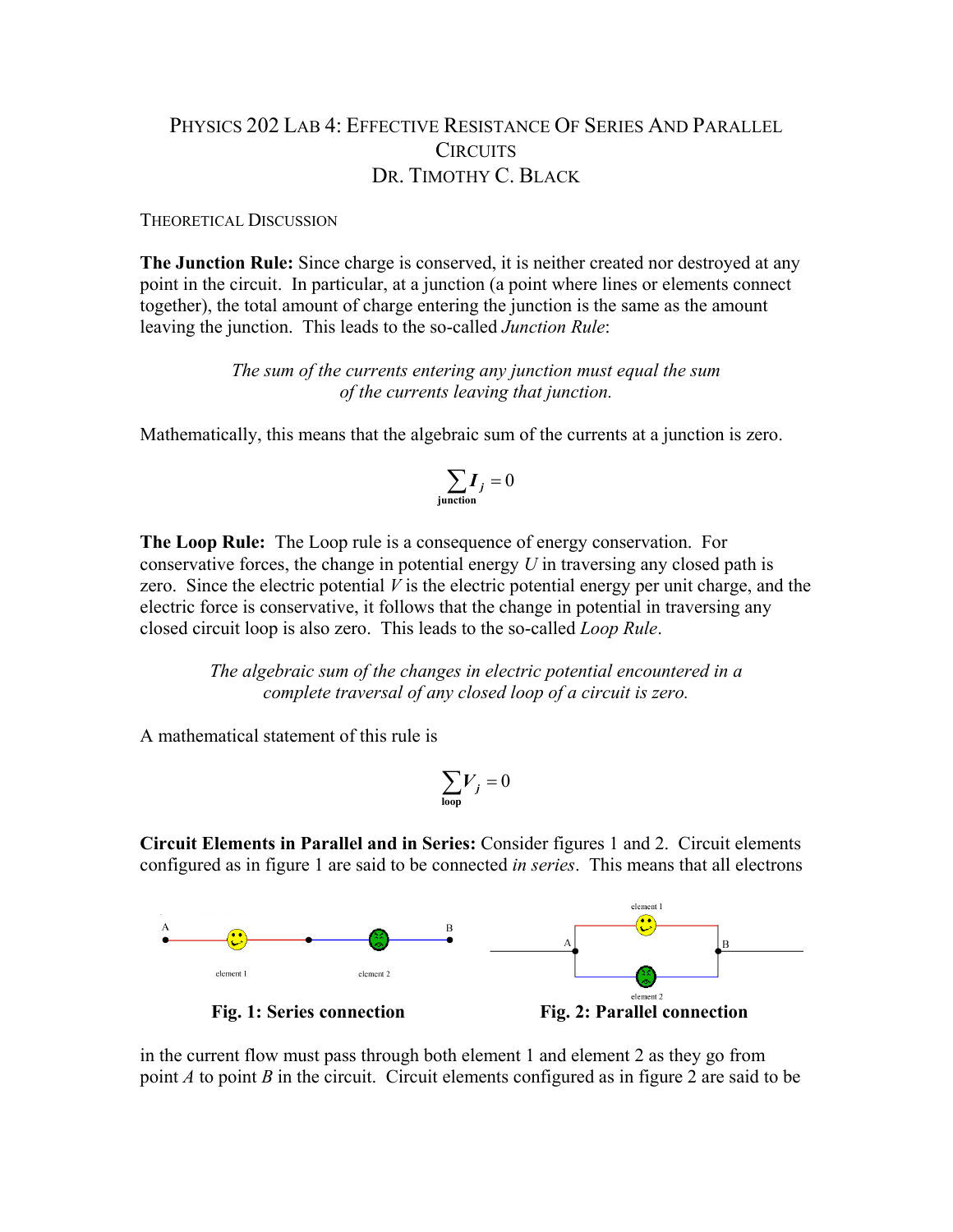# Physics 202 Lab 4: Effective Resistance Of Series And Parallel Circuits

## Dr. Timothy C. Black

### Theoretical Discussion

**The Junction Rule:** Since charge is conserved, it is neither created nor destroyed at any point in the circuit. In particular, at a junction (a point where lines or elements connect together), the total amount of charge entering the junction is the same as the amount leaving the junction. This leads to the so-called *Junction Rule*:

> *The sum of the currents entering any junction must equal the sum of the currents leaving that junction.*

Mathematically, this means that the algebraic sum of the currents at a junction is zero.

$$\sum_{\text{junction}} \boldsymbol{I}_j = 0$$

**The Loop Rule:** The Loop rule is a consequence of energy conservation. For conservative forces, the change in potential energy $U$ in traversing any closed path is zero. Since the electric potential $V$ is the electric potential energy per unit charge, and the electric force is conservative, it follows that the change in potential in traversing any closed circuit loop is also zero. This leads to the so-called *Loop Rule*.

> *The algebraic sum of the changes in electric potential encountered in a complete traversal of any closed loop of a circuit is zero.*

A mathematical statement of this rule is

$$\sum_{\text{loop}} \boldsymbol{V}_j = 0$$

**Circuit Elements in Parallel and in Series:** Consider figures 1 and 2. Circuit elements configured as in figure 1 are said to be connected *in series*. This means that all electrons

**Fig. 1: Series connection**

**Fig. 2: Parallel connection**

in the current flow must pass through both element 1 and element 2 as they go from point *A* to point *B* in the circuit. Circuit elements configured as in figure 2 are said to be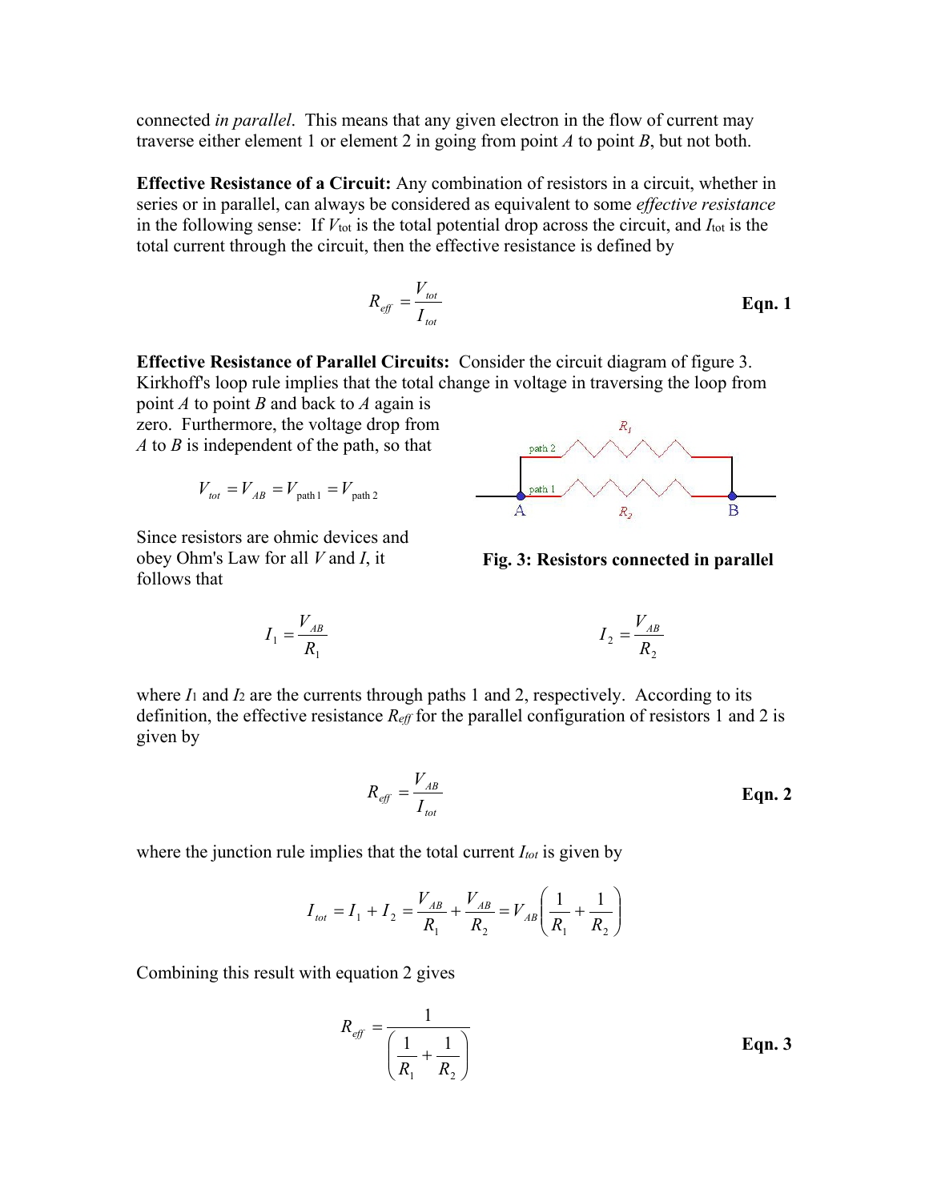connected *in parallel*. This means that any given electron in the flow of current may traverse either element 1 or element 2 in going from point *A* to point *B*, but not both.

**Effective Resistance of a Circuit:** Any combination of resistors in a circuit, whether in series or in parallel, can always be considered as equivalent to some *effective resistance* in the following sense: If $V_{tot}$ is the total potential drop across the circuit, and $I_{tot}$ is the total current through the circuit, then the effective resistance is defined by

$$R_{eff} = \frac{V_{tot}}{I_{tot}} \qquad \textbf{Eqn. 1}$$

**Effective Resistance of Parallel Circuits:** Consider the circuit diagram of figure 3. Kirkhoff's loop rule implies that the total change in voltage in traversing the loop from point *A* to point *B* and back to *A* again is zero. Furthermore, the voltage drop from *A* to *B* is independent of the path, so that

$$V_{tot} = V_{AB} = V_{\text{path 1}} = V_{\text{path 2}}$$

**Fig. 3: Resistors connected in parallel**

Since resistors are ohmic devices and obey Ohm's Law for all *V* and *I*, it follows that

$$I_1 = \frac{V_{AB}}{R_1} \qquad\qquad I_2 = \frac{V_{AB}}{R_2}$$

where $I_1$ and $I_2$ are the currents through paths 1 and 2, respectively. According to its definition, the effective resistance $R_{eff}$ for the parallel configuration of resistors 1 and 2 is given by

$$R_{eff} = \frac{V_{AB}}{I_{tot}} \qquad \textbf{Eqn. 2}$$

where the junction rule implies that the total current $I_{tot}$ is given by

$$I_{tot} = I_1 + I_2 = \frac{V_{AB}}{R_1} + \frac{V_{AB}}{R_2} = V_{AB}\left(\frac{1}{R_1} + \frac{1}{R_2}\right)$$

Combining this result with equation 2 gives

$$R_{eff} = \frac{1}{\left(\frac{1}{R_1} + \frac{1}{R_2}\right)} \qquad \textbf{Eqn. 3}$$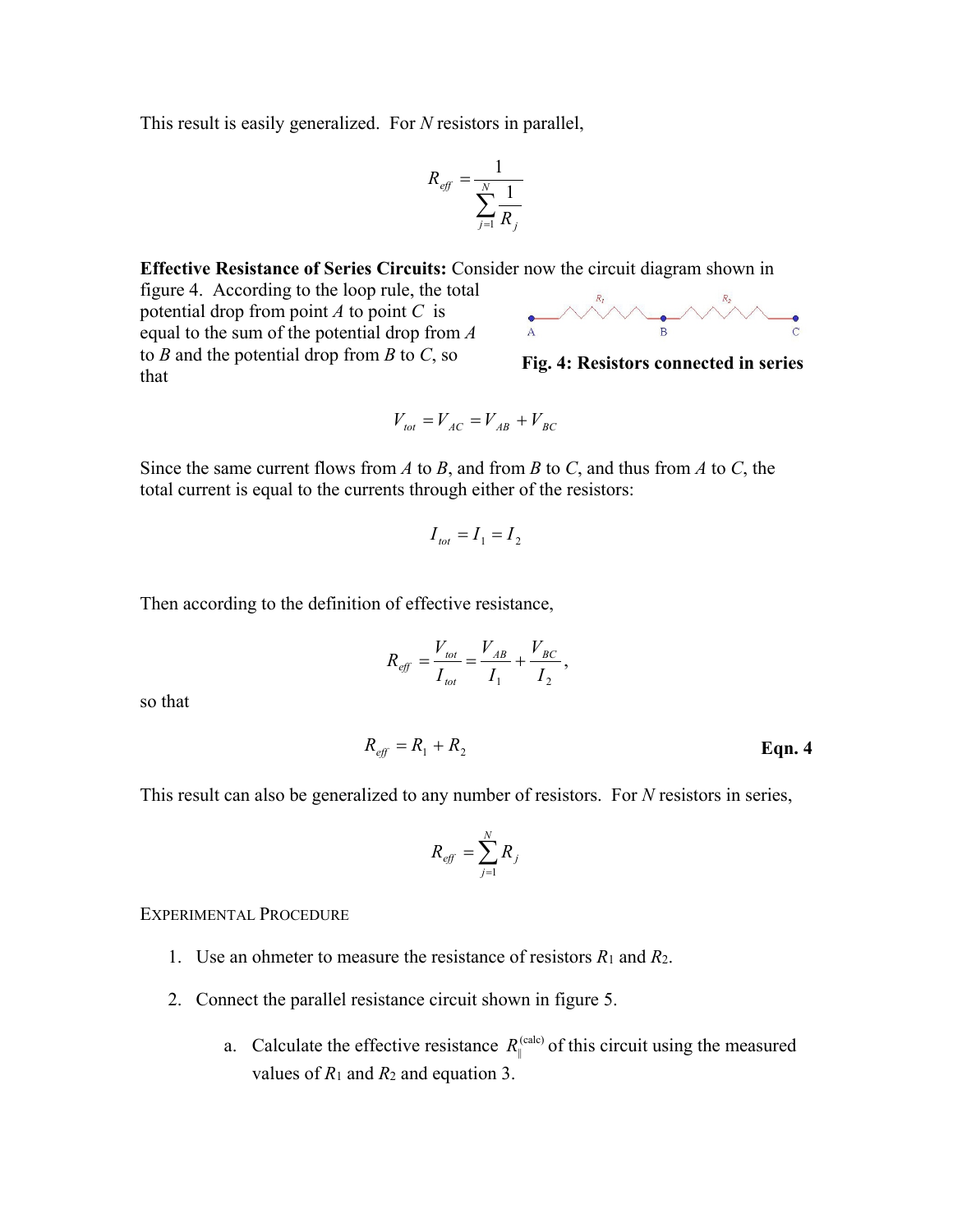This result is easily generalized. For $N$ resistors in parallel,

$$R_{eff} = \frac{1}{\sum_{j=1}^{N} \frac{1}{R_j}}$$

**Effective Resistance of Series Circuits:** Consider now the circuit diagram shown in figure 4. According to the loop rule, the total potential drop from point $A$ to point $C$ is equal to the sum of the potential drop from $A$ to $B$ and the potential drop from $B$ to $C$, so that

**Fig. 4: Resistors connected in series**

$$V_{tot} = V_{AC} = V_{AB} + V_{BC}$$

Since the same current flows from $A$ to $B$, and from $B$ to $C$, and thus from $A$ to $C$, the total current is equal to the currents through either of the resistors:

$$I_{tot} = I_1 = I_2$$

Then according to the definition of effective resistance,

$$R_{eff} = \frac{V_{tot}}{I_{tot}} = \frac{V_{AB}}{I_1} + \frac{V_{BC}}{I_2},$$

so that

$$R_{eff} = R_1 + R_2 \qquad \textbf{Eqn. 4}$$

This result can also be generalized to any number of resistors. For $N$ resistors in series,

$$R_{eff} = \sum_{j=1}^{N} R_j$$

EXPERIMENTAL PROCEDURE

1. Use an ohmeter to measure the resistance of resistors $R_1$ and $R_2$.
2. Connect the parallel resistance circuit shown in figure 5.
   a. Calculate the effective resistance $R_{\parallel}^{(\text{calc})}$ of this circuit using the measured values of $R_1$ and $R_2$ and equation 3.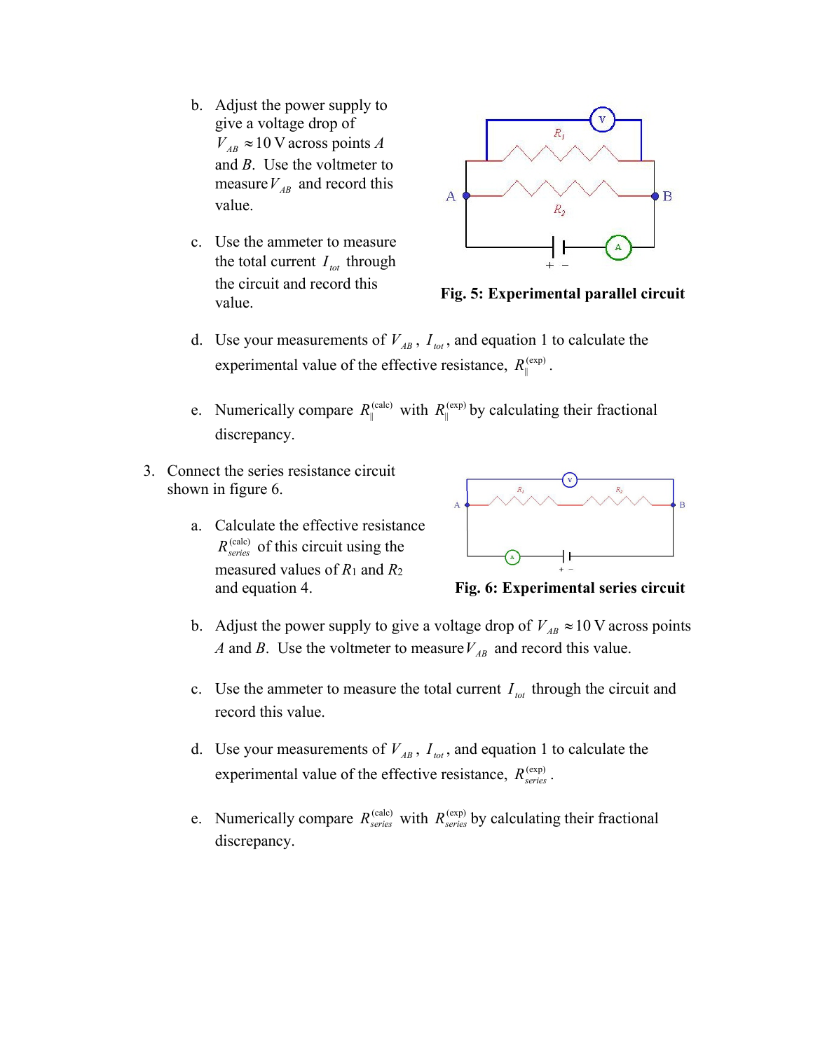b. Adjust the power supply to give a voltage drop of $V_{AB} \approx 10\text{ V}$ across points $A$ and $B$. Use the voltmeter to measure $V_{AB}$ and record this value.

c. Use the ammeter to measure the total current $I_{tot}$ through the circuit and record this value.

**Fig. 5: Experimental parallel circuit**

d. Use your measurements of $V_{AB}$, $I_{tot}$, and equation 1 to calculate the experimental value of the effective resistance, $R_{\parallel}^{(\text{exp})}$.

e. Numerically compare $R_{\parallel}^{(\text{calc})}$ with $R_{\parallel}^{(\text{exp})}$ by calculating their fractional discrepancy.

3. Connect the series resistance circuit shown in figure 6.

   a. Calculate the effective resistance $R_{series}^{(\text{calc})}$ of this circuit using the measured values of $R_1$ and $R_2$ and equation 4.

**Fig. 6: Experimental series circuit**

   b. Adjust the power supply to give a voltage drop of $V_{AB} \approx 10\text{ V}$ across points $A$ and $B$. Use the voltmeter to measure $V_{AB}$ and record this value.

   c. Use the ammeter to measure the total current $I_{tot}$ through the circuit and record this value.

   d. Use your measurements of $V_{AB}$, $I_{tot}$, and equation 1 to calculate the experimental value of the effective resistance, $R_{series}^{(\text{exp})}$.

   e. Numerically compare $R_{series}^{(\text{calc})}$ with $R_{series}^{(\text{exp})}$ by calculating their fractional discrepancy.